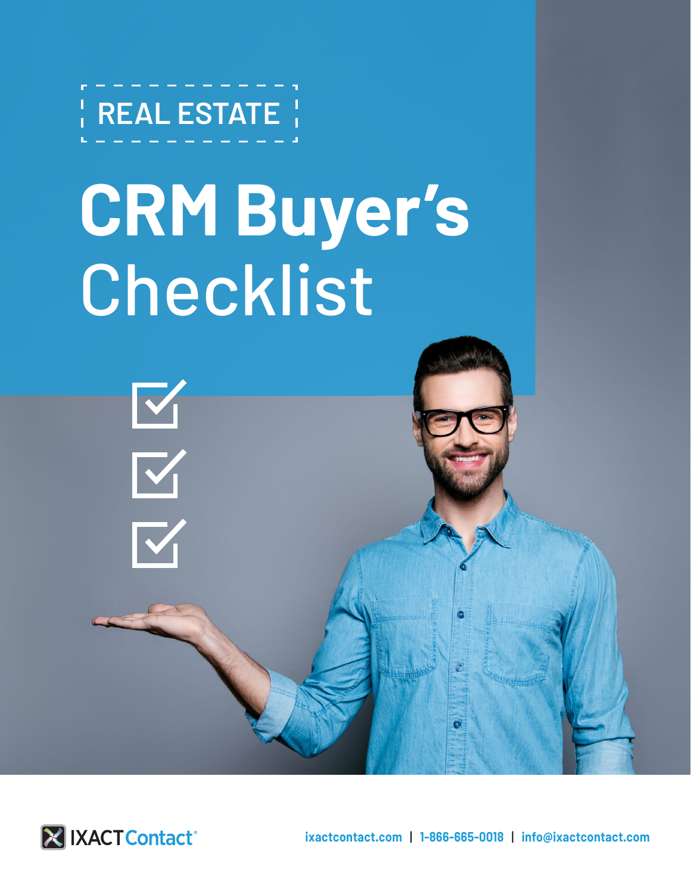REAL ESTATE

# CRM Buyer's Checklist

IXACT Contact®

ixactcontact.com | 1-866-665-0018 | info@ixactcontact.com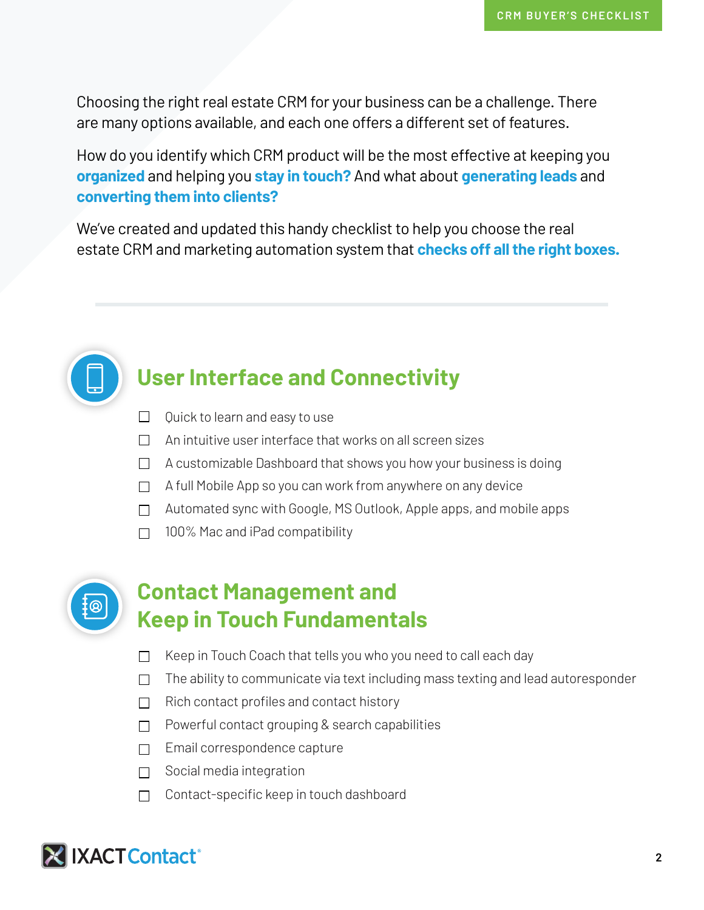Choosing the right real estate CRM for your business can be a challenge. There are many options available, and each one offers a different set of features.

How do you identify which CRM product will be the most effective at keeping you **organized** and helping you **stay in touch?** And what about **generating leads** and **converting them into clients?**

We've created and updated this handy checklist to help you choose the real estate CRM and marketing automation system that **checks off all the right boxes.**

---

## User Interface and Connectivity

- ☐ Quick to learn and easy to use
- ☐ An intuitive user interface that works on all screen sizes
- ☐ A customizable Dashboard that shows you how your business is doing
- ☐ A full Mobile App so you can work from anywhere on any device
- ☐ Automated sync with Google, MS Outlook, Apple apps, and mobile apps
- ☐ 100% Mac and iPad compatibility

## Contact Management and Keep in Touch Fundamentals

- ☐ Keep in Touch Coach that tells you who you need to call each day
- ☐ The ability to communicate via text including mass texting and lead autoresponder
- ☐ Rich contact profiles and contact history
- ☐ Powerful contact grouping & search capabilities
- ☐ Email correspondence capture
- ☐ Social media integration
- ☐ Contact-specific keep in touch dashboard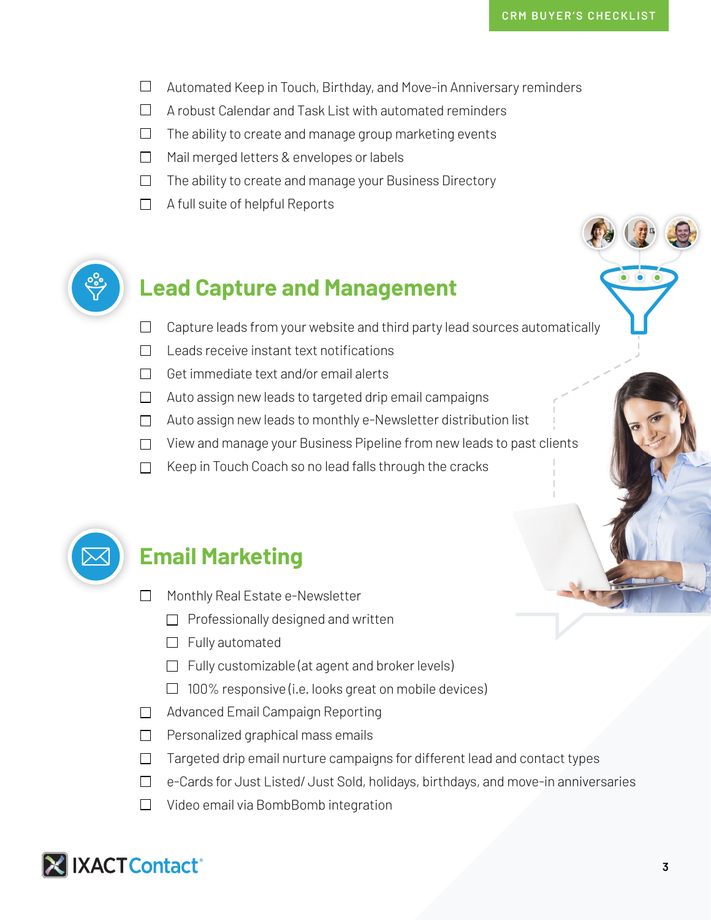- ☐ Automated Keep in Touch, Birthday, and Move-in Anniversary reminders
- ☐ A robust Calendar and Task List with automated reminders
- ☐ The ability to create and manage group marketing events
- ☐ Mail merged letters & envelopes or labels
- ☐ The ability to create and manage your Business Directory
- ☐ A full suite of helpful Reports

## Lead Capture and Management

- ☐ Capture leads from your website and third party lead sources automatically
- ☐ Leads receive instant text notifications
- ☐ Get immediate text and/or email alerts
- ☐ Auto assign new leads to targeted drip email campaigns
- ☐ Auto assign new leads to monthly e-Newsletter distribution list
- ☐ View and manage your Business Pipeline from new leads to past clients
- ☐ Keep in Touch Coach so no lead falls through the cracks

## Email Marketing

- ☐ Monthly Real Estate e-Newsletter
  - ☐ Professionally designed and written
  - ☐ Fully automated
  - ☐ Fully customizable (at agent and broker levels)
  - ☐ 100% responsive (i.e. looks great on mobile devices)
- ☐ Advanced Email Campaign Reporting
- ☐ Personalized graphical mass emails
- ☐ Targeted drip email nurture campaigns for different lead and contact types
- ☐ e-Cards for Just Listed/ Just Sold, holidays, birthdays, and move-in anniversaries
- ☐ Video email via BombBomb integration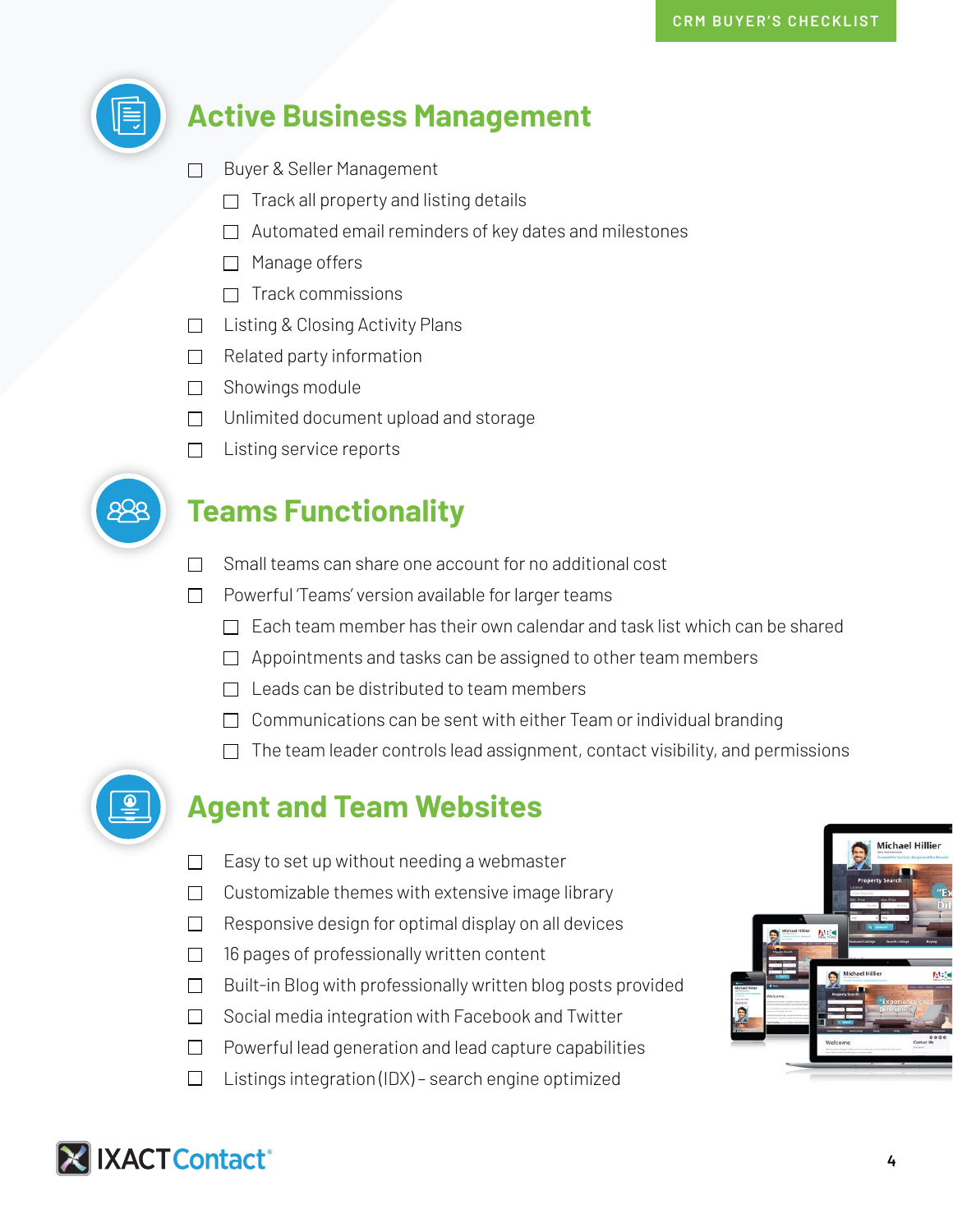## Active Business Management

- [ ] Buyer & Seller Management
  - [ ] Track all property and listing details
  - [ ] Automated email reminders of key dates and milestones
  - [ ] Manage offers
  - [ ] Track commissions
- [ ] Listing & Closing Activity Plans
- [ ] Related party information
- [ ] Showings module
- [ ] Unlimited document upload and storage
- [ ] Listing service reports

## Teams Functionality

- [ ] Small teams can share one account for no additional cost
- [ ] Powerful 'Teams' version available for larger teams
  - [ ] Each team member has their own calendar and task list which can be shared
  - [ ] Appointments and tasks can be assigned to other team members
  - [ ] Leads can be distributed to team members
  - [ ] Communications can be sent with either Team or individual branding
  - [ ] The team leader controls lead assignment, contact visibility, and permissions

## Agent and Team Websites

- [ ] Easy to set up without needing a webmaster
- [ ] Customizable themes with extensive image library
- [ ] Responsive design for optimal display on all devices
- [ ] 16 pages of professionally written content
- [ ] Built-in Blog with professionally written blog posts provided
- [ ] Social media integration with Facebook and Twitter
- [ ] Powerful lead generation and lead capture capabilities
- [ ] Listings integration (IDX) – search engine optimized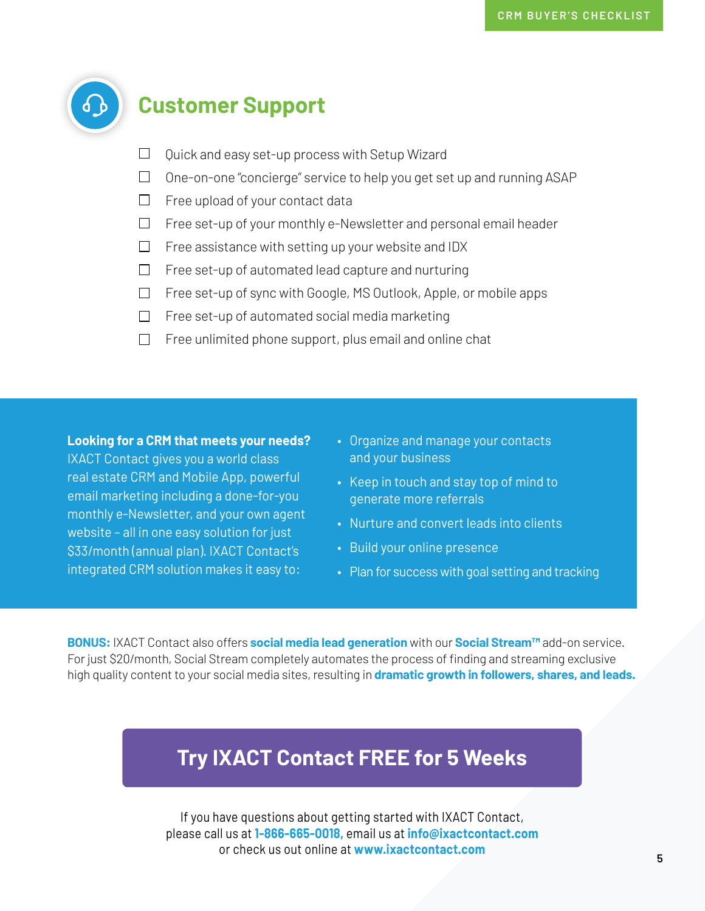## Customer Support

- ☐ Quick and easy set-up process with Setup Wizard
- ☐ One-on-one "concierge" service to help you get set up and running ASAP
- ☐ Free upload of your contact data
- ☐ Free set-up of your monthly e-Newsletter and personal email header
- ☐ Free assistance with setting up your website and IDX
- ☐ Free set-up of automated lead capture and nurturing
- ☐ Free set-up of sync with Google, MS Outlook, Apple, or mobile apps
- ☐ Free set-up of automated social media marketing
- ☐ Free unlimited phone support, plus email and online chat

**Looking for a CRM that meets your needs?** IXACT Contact gives you a world class real estate CRM and Mobile App, powerful email marketing including a done-for-you monthly e-Newsletter, and your own agent website – all in one easy solution for just $33/month (annual plan). IXACT Contact's integrated CRM solution makes it easy to:

- Organize and manage your contacts and your business
- Keep in touch and stay top of mind to generate more referrals
- Nurture and convert leads into clients
- Build your online presence
- Plan for success with goal setting and tracking

**BONUS:** IXACT Contact also offers **social media lead generation** with our **Social Stream™** add-on service. For just $20/month, Social Stream completely automates the process of finding and streaming exclusive high quality content to your social media sites, resulting in **dramatic growth in followers, shares, and leads.**

**Try IXACT Contact FREE for 5 Weeks**

If you have questions about getting started with IXACT Contact, please call us at **1-866-665-0018,** email us at **info@ixactcontact.com** or check us out online at **www.ixactcontact.com**